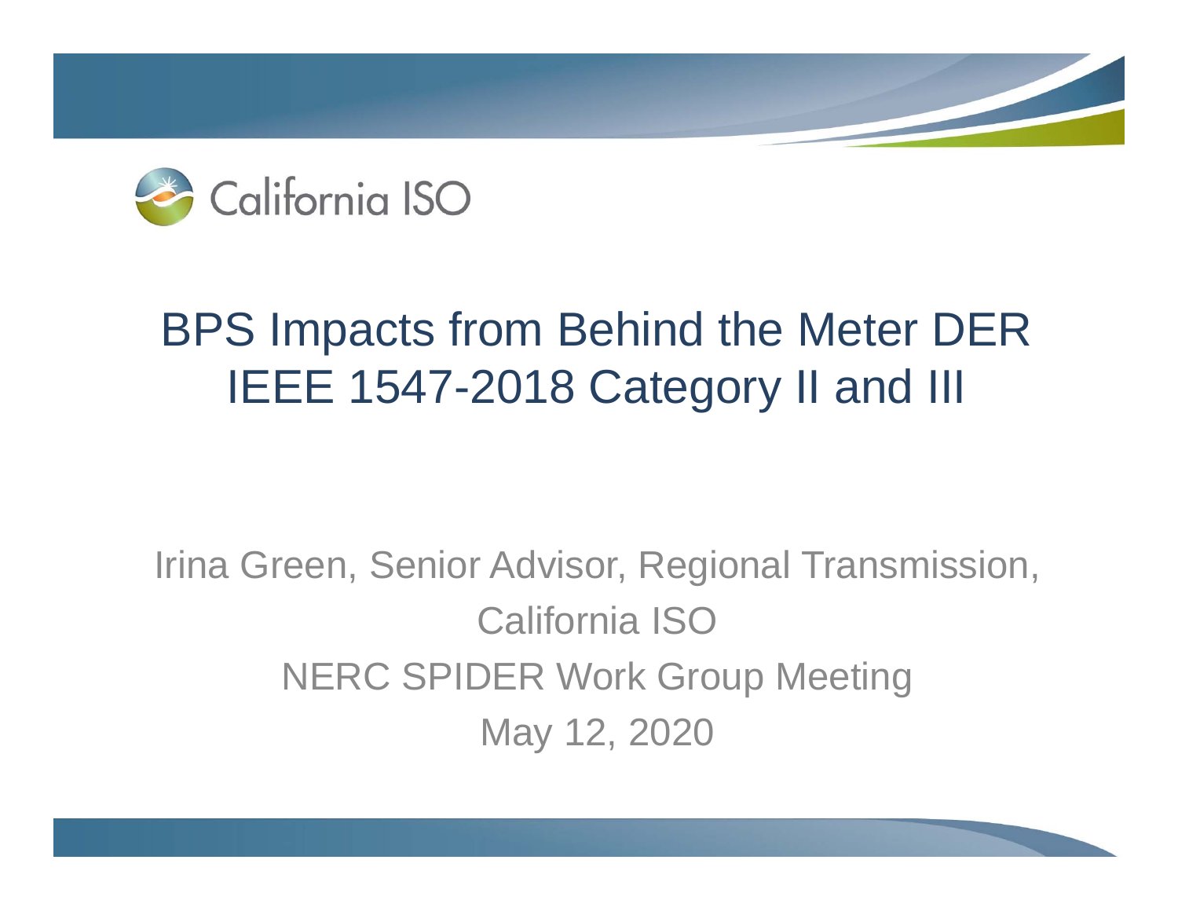California ISO

# BPS Impacts from Behind the Meter DER IEEE 1547-2018 Category II and III

Irina Green, Senior Advisor, Regional Transmission, California ISO

NERC SPIDER Work Group Meeting

May 12, 2020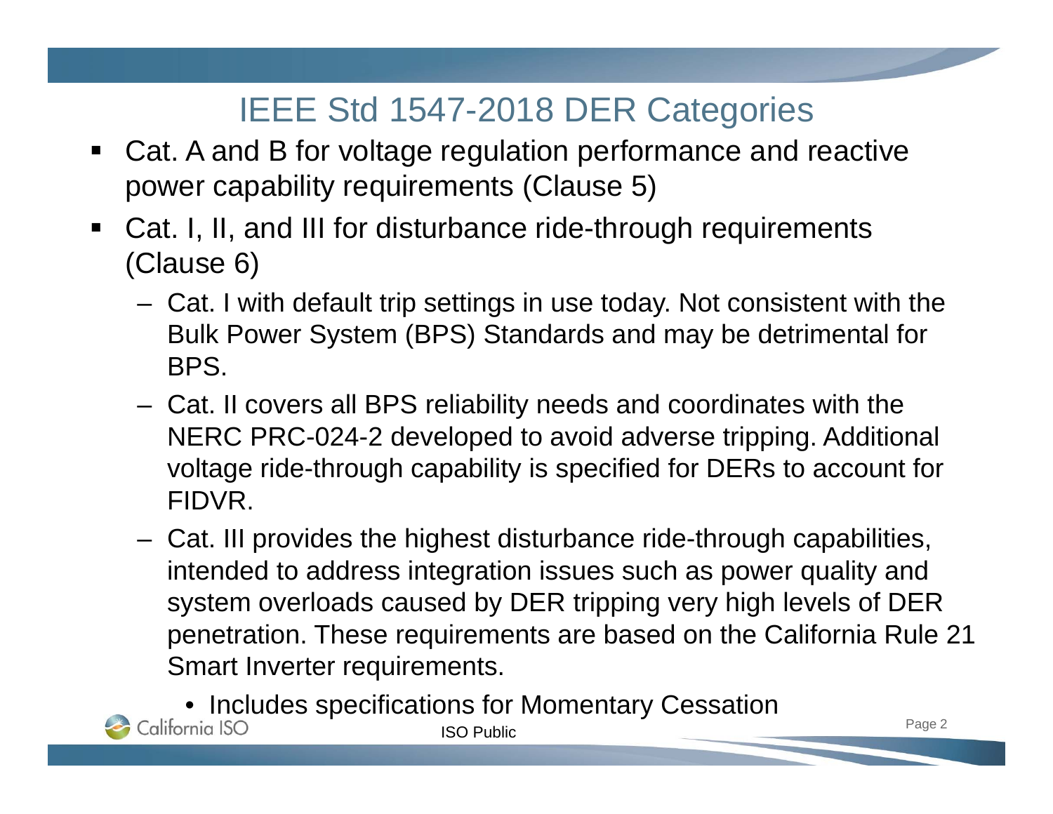# IEEE Std 1547-2018 DER Categories

- Cat. A and B for voltage regulation performance and reactive power capability requirements (Clause 5)
- Cat. I, II, and III for disturbance ride-through requirements (Clause 6)
  - Cat. I with default trip settings in use today. Not consistent with the Bulk Power System (BPS) Standards and may be detrimental for BPS.
  - Cat. II covers all BPS reliability needs and coordinates with the NERC PRC-024-2 developed to avoid adverse tripping. Additional voltage ride-through capability is specified for DERs to account for FIDVR.
  - Cat. III provides the highest disturbance ride-through capabilities, intended to address integration issues such as power quality and system overloads caused by DER tripping very high levels of DER penetration. These requirements are based on the California Rule 21 Smart Inverter requirements.
    - Includes specifications for Momentary Cessation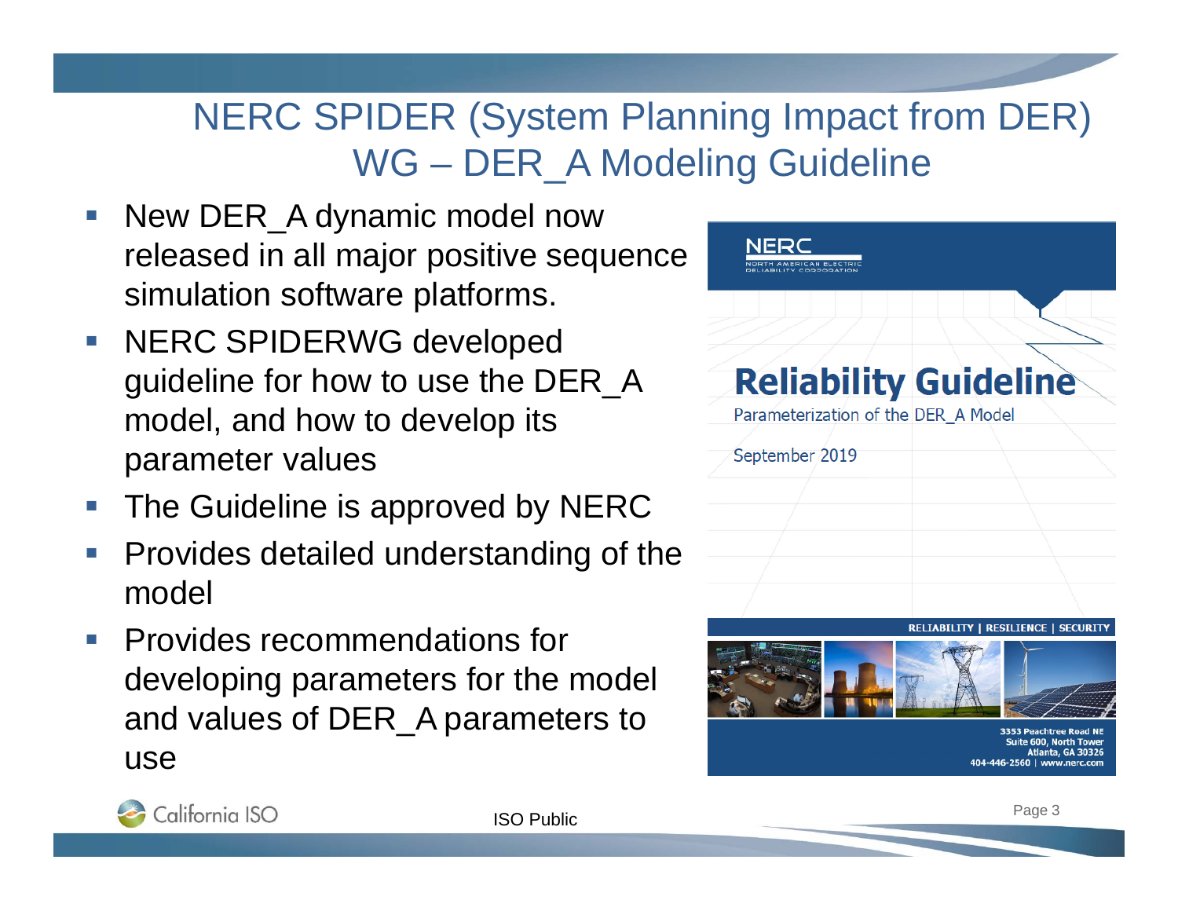# NERC SPIDER (System Planning Impact from DER) WG – DER_A Modeling Guideline

- New DER_A dynamic model now released in all major positive sequence simulation software platforms.
- NERC SPIDERWG developed guideline for how to use the DER_A model, and how to develop its parameter values
- The Guideline is approved by NERC
- Provides detailed understanding of the model
- Provides recommendations for developing parameters for the model and values of DER_A parameters to use

NERC
NORTH AMERICAN ELECTRIC RELIABILITY CORPORATION

**Reliability Guideline**

Parameterization of the DER_A Model

September 2019

RELIABILITY | RESILIENCE | SECURITY

3353 Peachtree Road NE
Suite 600, North Tower
Atlanta, GA 30326
404-446-2560 | www.nerc.com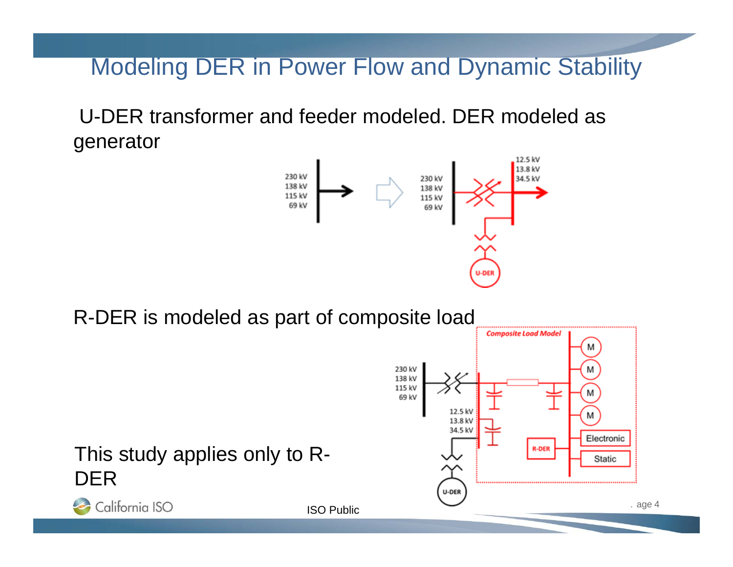# Modeling DER in Power Flow and Dynamic Stability

U-DER transformer and feeder modeled. DER modeled as generator

230 kV
138 kV
115 kV
69 kV

230 kV
138 kV
115 kV
69 kV

12.5 kV
13.8 kV
34.5 kV

U-DER

R-DER is modeled as part of composite load

*Composite Load Model*

230 kV
138 kV
115 kV
69 kV

12.5 kV
13.8 kV
34.5 kV

M
M
M
M
Electronic
Static
R-DER
U-DER

This study applies only to R-DER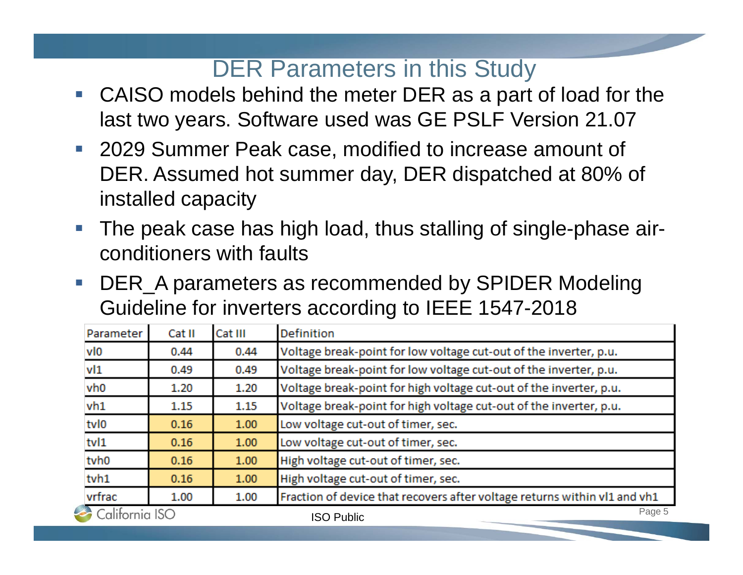# DER Parameters in this Study

- CAISO models behind the meter DER as a part of load for the last two years. Software used was GE PSLF Version 21.07
- 2029 Summer Peak case, modified to increase amount of DER. Assumed hot summer day, DER dispatched at 80% of installed capacity
- The peak case has high load, thus stalling of single-phase air-conditioners with faults
- DER_A parameters as recommended by SPIDER Modeling Guideline for inverters according to IEEE 1547-2018

| Parameter | Cat II | Cat III | Definition |
|---|---|---|---|
| vl0 | 0.44 | 0.44 | Voltage break-point for low voltage cut-out of the inverter, p.u. |
| vl1 | 0.49 | 0.49 | Voltage break-point for low voltage cut-out of the inverter, p.u. |
| vh0 | 1.20 | 1.20 | Voltage break-point for high voltage cut-out of the inverter, p.u. |
| vh1 | 1.15 | 1.15 | Voltage break-point for high voltage cut-out of the inverter, p.u. |
| tvl0 | 0.16 | 1.00 | Low voltage cut-out of timer, sec. |
| tvl1 | 0.16 | 1.00 | Low voltage cut-out of timer, sec. |
| tvh0 | 0.16 | 1.00 | High voltage cut-out of timer, sec. |
| tvh1 | 0.16 | 1.00 | High voltage cut-out of timer, sec. |
| vrfrac | 1.00 | 1.00 | Fraction of device that recovers after voltage returns within vl1 and vh1 |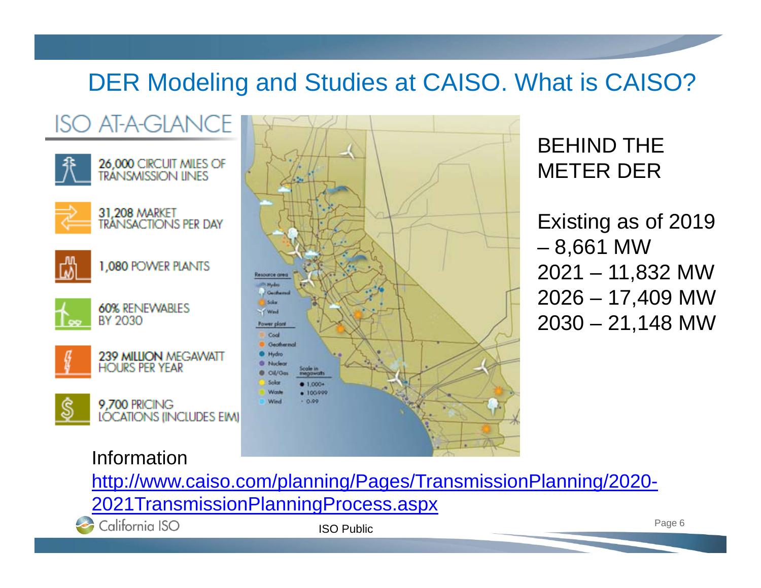# DER Modeling and Studies at CAISO. What is CAISO?

## ISO AT-A-GLANCE

- 26,000 CIRCUIT MILES OF TRANSMISSION LINES
- 31,208 MARKET TRANSACTIONS PER DAY
- 1,080 POWER PLANTS
- 60% RENEWABLES BY 2030
- 239 MILLION MEGAWATT HOURS PER YEAR
- 9,700 PRICING LOCATIONS (INCLUDES EIM)

BEHIND THE METER DER

Existing as of 2019 – 8,661 MW
2021 – 11,832 MW
2026 – 17,409 MW
2030 – 21,148 MW

Information

http://www.caiso.com/planning/Pages/TransmissionPlanning/2020-2021TransmissionPlanningProcess.aspx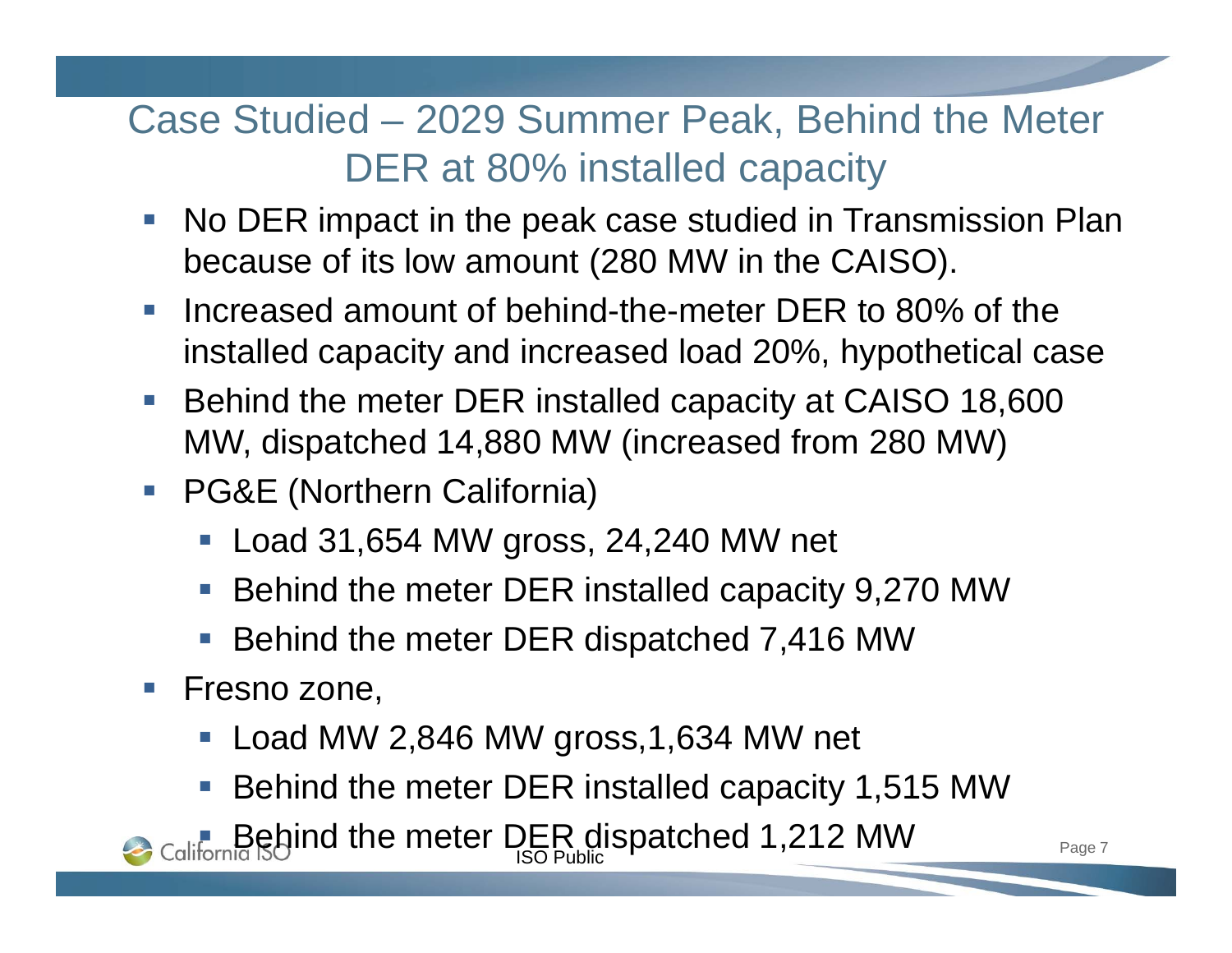# Case Studied – 2029 Summer Peak, Behind the Meter DER at 80% installed capacity

- No DER impact in the peak case studied in Transmission Plan because of its low amount (280 MW in the CAISO).
- Increased amount of behind-the-meter DER to 80% of the installed capacity and increased load 20%, hypothetical case
- Behind the meter DER installed capacity at CAISO 18,600 MW, dispatched 14,880 MW (increased from 280 MW)
- PG&E (Northern California)
  - Load 31,654 MW gross, 24,240 MW net
  - Behind the meter DER installed capacity 9,270 MW
  - Behind the meter DER dispatched 7,416 MW
- Fresno zone,
  - Load MW 2,846 MW gross,1,634 MW net
  - Behind the meter DER installed capacity 1,515 MW
  - Behind the meter DER dispatched 1,212 MW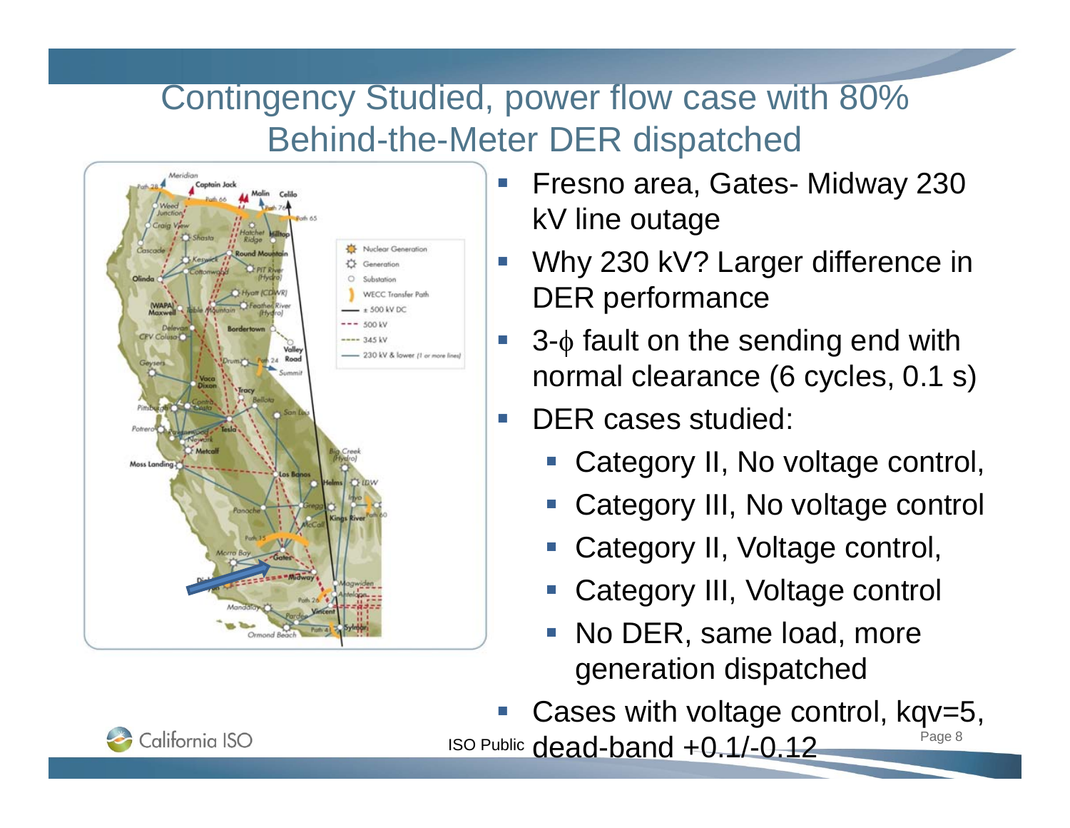# Contingency Studied, power flow case with 80% Behind-the-Meter DER dispatched

- Fresno area, Gates- Midway 230 kV line outage
- Why 230 kV? Larger difference in DER performance
- 3-$\phi$ fault on the sending end with normal clearance (6 cycles, 0.1 s)
- DER cases studied:
  - Category II, No voltage control,
  - Category III, No voltage control
  - Category II, Voltage control,
  - Category III, Voltage control
  - No DER, same load, more generation dispatched
- Cases with voltage control, kqv=5, dead-band +0.1/-0.12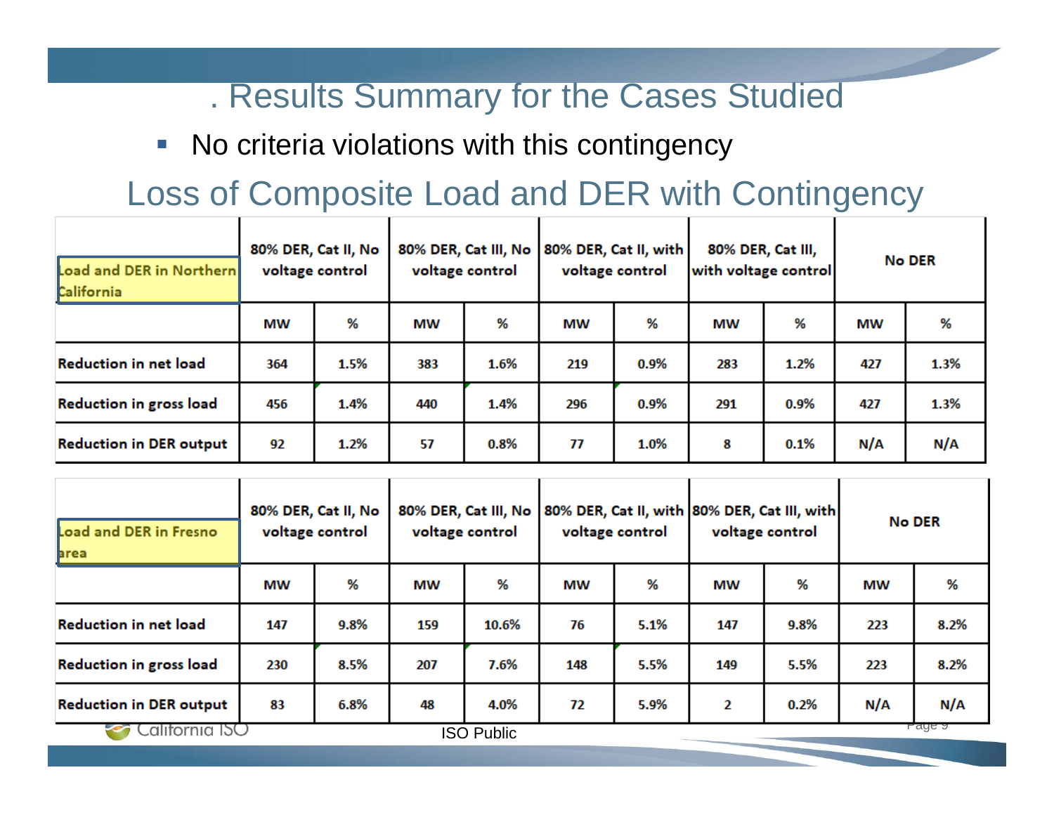## . Results Summary for the Cases Studied

- No criteria violations with this contingency

## Loss of Composite Load and DER with Contingency

| Load and DER in Northern California | 80% DER, Cat II, No voltage control | | 80% DER, Cat III, No voltage control | | 80% DER, Cat II, with voltage control | | 80% DER, Cat III, with voltage control | | No DER | |
|---|---|---|---|---|---|---|---|---|---|---|
| | MW | % | MW | % | MW | % | MW | % | MW | % |
| Reduction in net load | 364 | 1.5% | 383 | 1.6% | 219 | 0.9% | 283 | 1.2% | 427 | 1.3% |
| Reduction in gross load | 456 | 1.4% | 440 | 1.4% | 296 | 0.9% | 291 | 0.9% | 427 | 1.3% |
| Reduction in DER output | 92 | 1.2% | 57 | 0.8% | 77 | 1.0% | 8 | 0.1% | N/A | N/A |

| Load and DER in Fresno area | 80% DER, Cat II, No voltage control | | 80% DER, Cat III, No voltage control | | 80% DER, Cat II, with voltage control | | 80% DER, Cat III, with voltage control | | No DER | |
|---|---|---|---|---|---|---|---|---|---|---|
| | MW | % | MW | % | MW | % | MW | % | MW | % |
| Reduction in net load | 147 | 9.8% | 159 | 10.6% | 76 | 5.1% | 147 | 9.8% | 223 | 8.2% |
| Reduction in gross load | 230 | 8.5% | 207 | 7.6% | 148 | 5.5% | 149 | 5.5% | 223 | 8.2% |
| Reduction in DER output | 83 | 6.8% | 48 | 4.0% | 72 | 5.9% | 2 | 0.2% | N/A | N/A |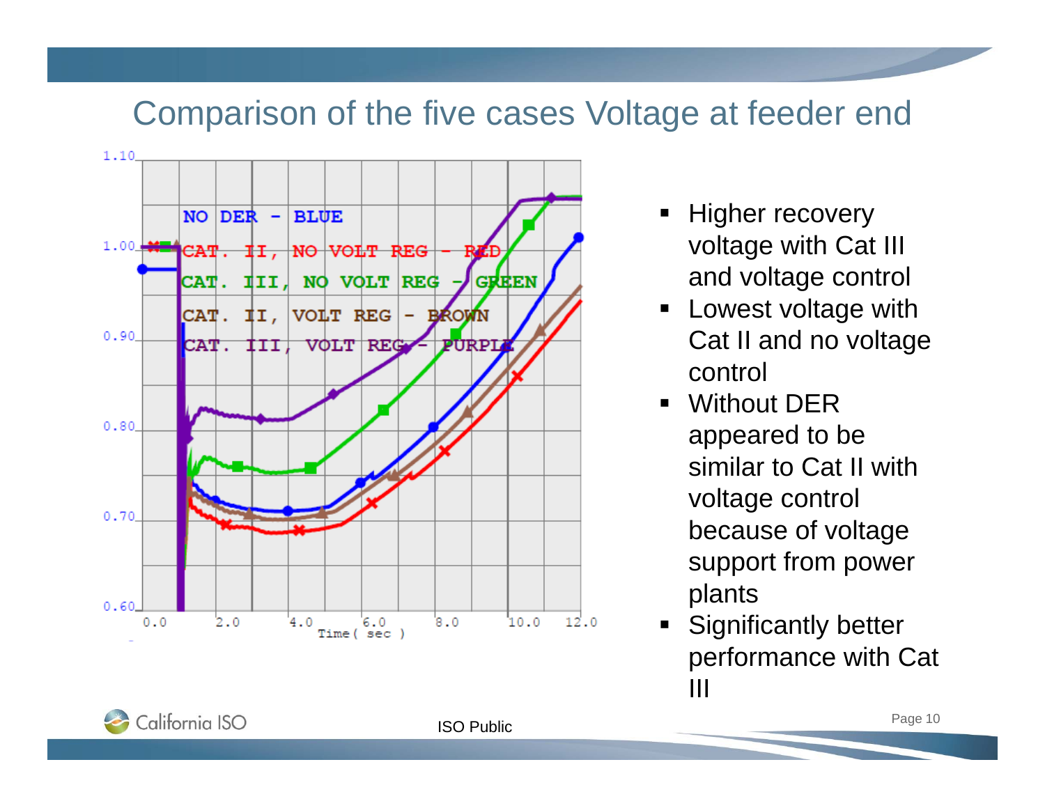# Comparison of the five cases Voltage at feeder end

- Higher recovery voltage with Cat III and voltage control
- Lowest voltage with Cat II and no voltage control
- Without DER appeared to be similar to Cat II with voltage control because of voltage support from power plants
- Significantly better performance with Cat III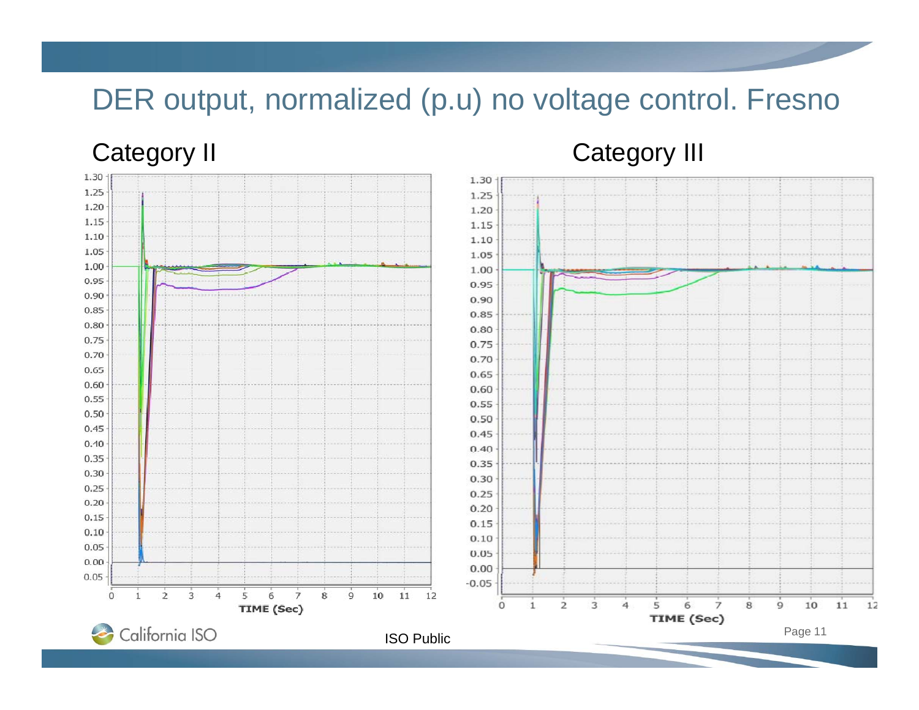# DER output, normalized (p.u) no voltage control. Fresno

## Category II

## Category III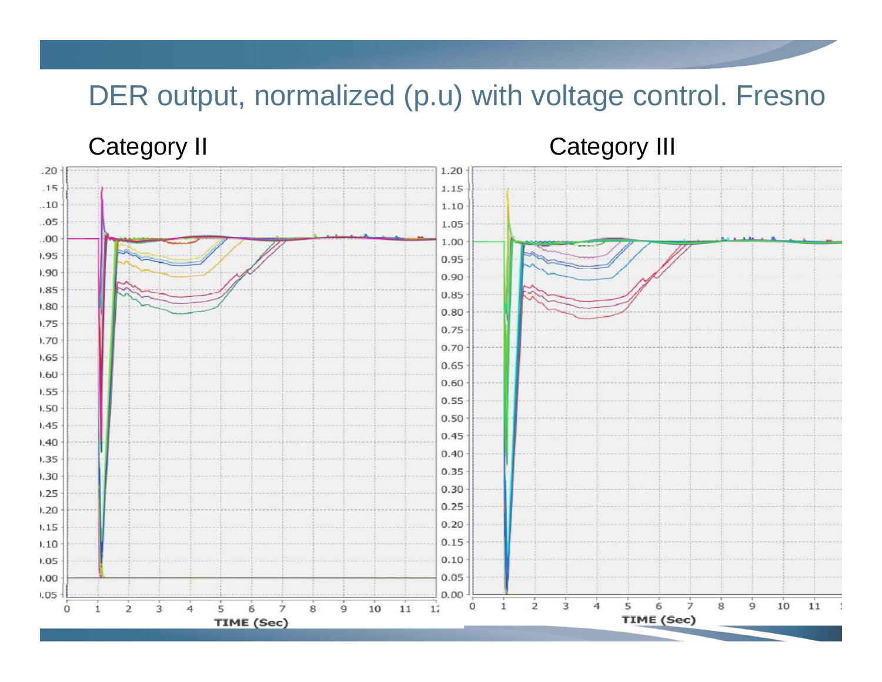# DER output, normalized (p.u) with voltage control. Fresno

Category II

Category III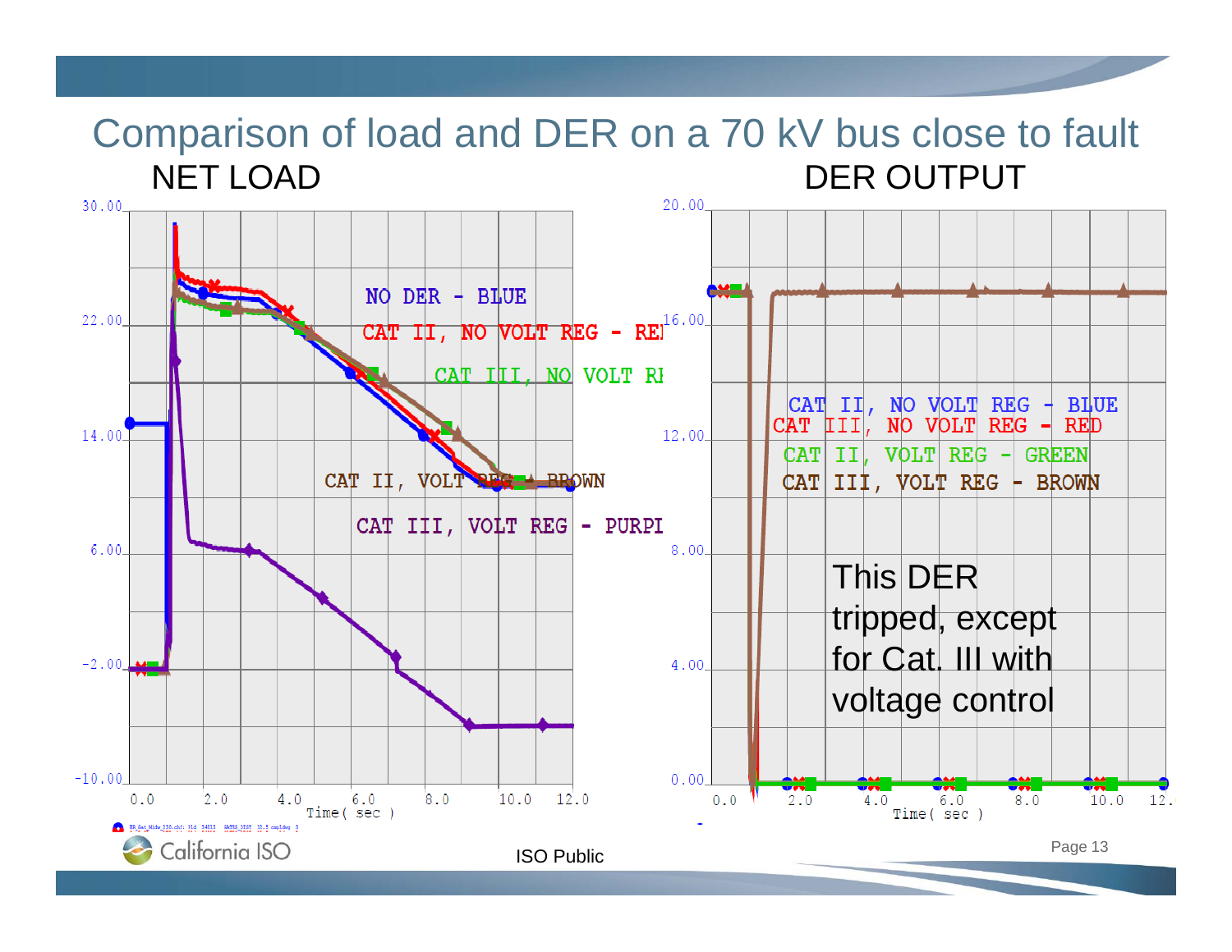# Comparison of load and DER on a 70 kV bus close to fault

## NET LOAD

NO DER - BLUE

CAT II, NO VOLT REG - RED

CAT III, NO VOLT REG

CAT II, VOLT REG - BROWN

CAT III, VOLT REG - PURPLE

Time( sec )

## DER OUTPUT

CAT II, NO VOLT REG - BLUE

CAT III, NO VOLT REG - RED

CAT II, VOLT REG - GREEN

CAT III, VOLT REG - BROWN

This DER tripped, except for Cat. III with voltage control

Time( sec )

ISO Public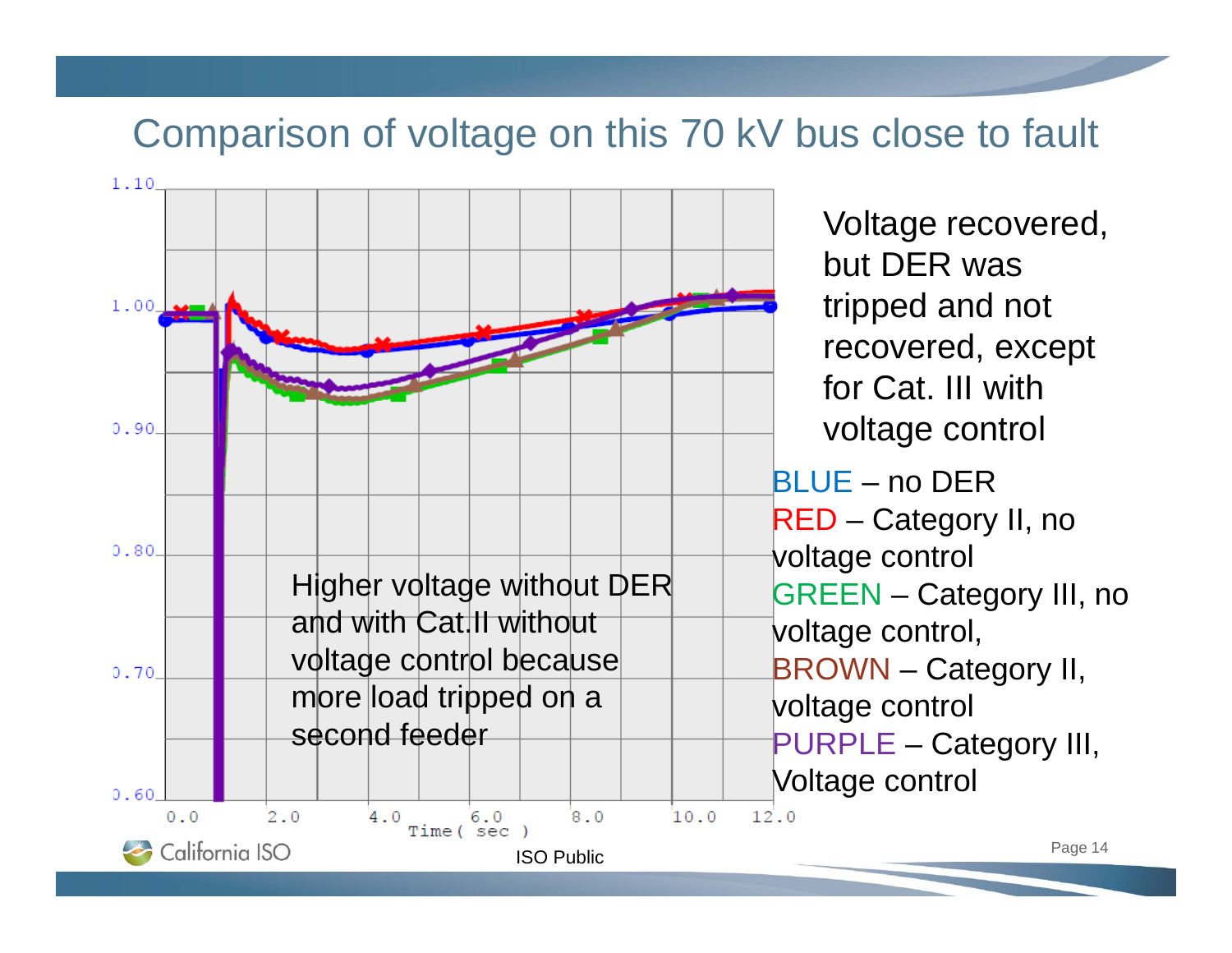# Comparison of voltage on this 70 kV bus close to fault

Voltage recovered, but DER was tripped and not recovered, except for Cat. III with voltage control

BLUE – no DER
RED – Category II, no voltage control
GREEN – Category III, no voltage control,
BROWN – Category II, voltage control
PURPLE – Category III, Voltage control

Higher voltage without DER and with Cat.II without voltage control because more load tripped on a second feeder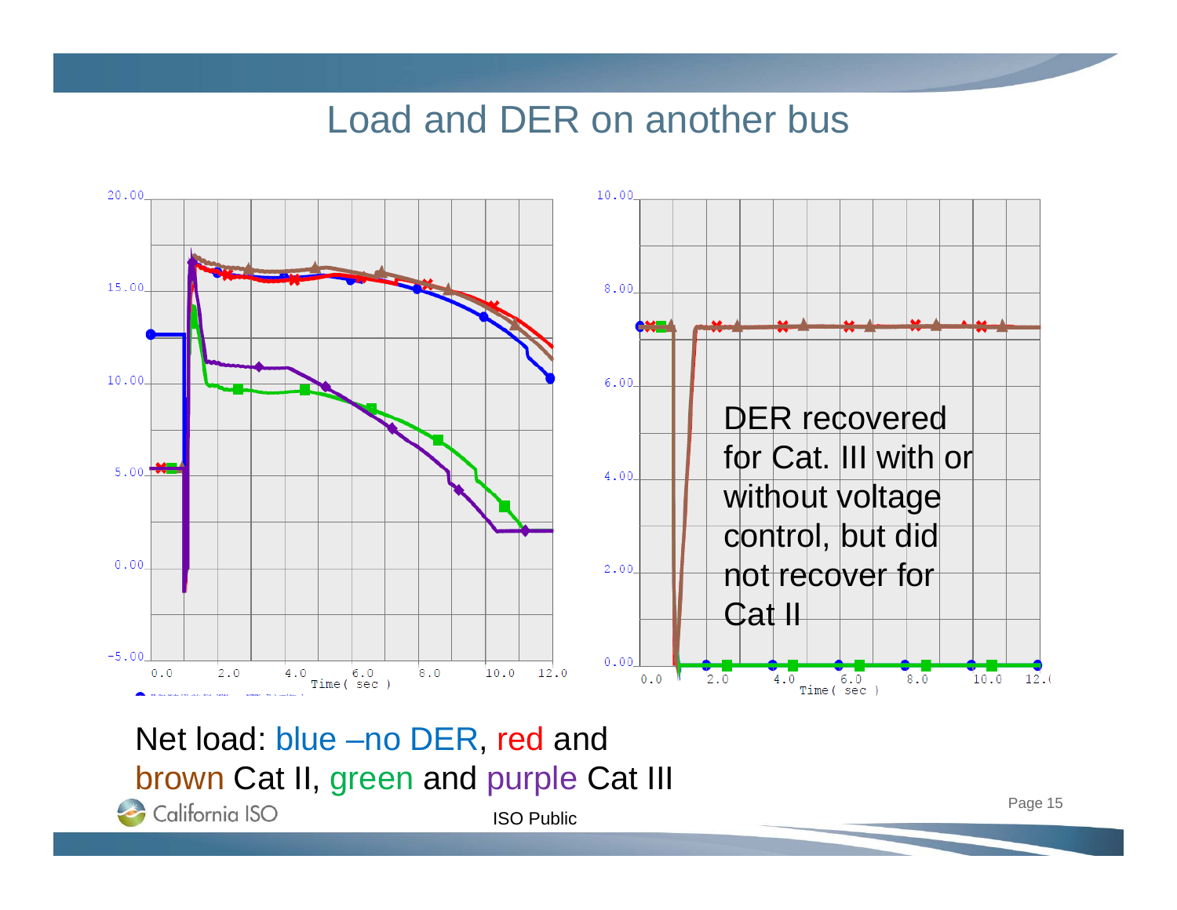# Load and DER on another bus

DER recovered for Cat. III with or without voltage control, but did not recover for Cat II

Net load: blue –no DER, red and brown Cat II, green and purple Cat III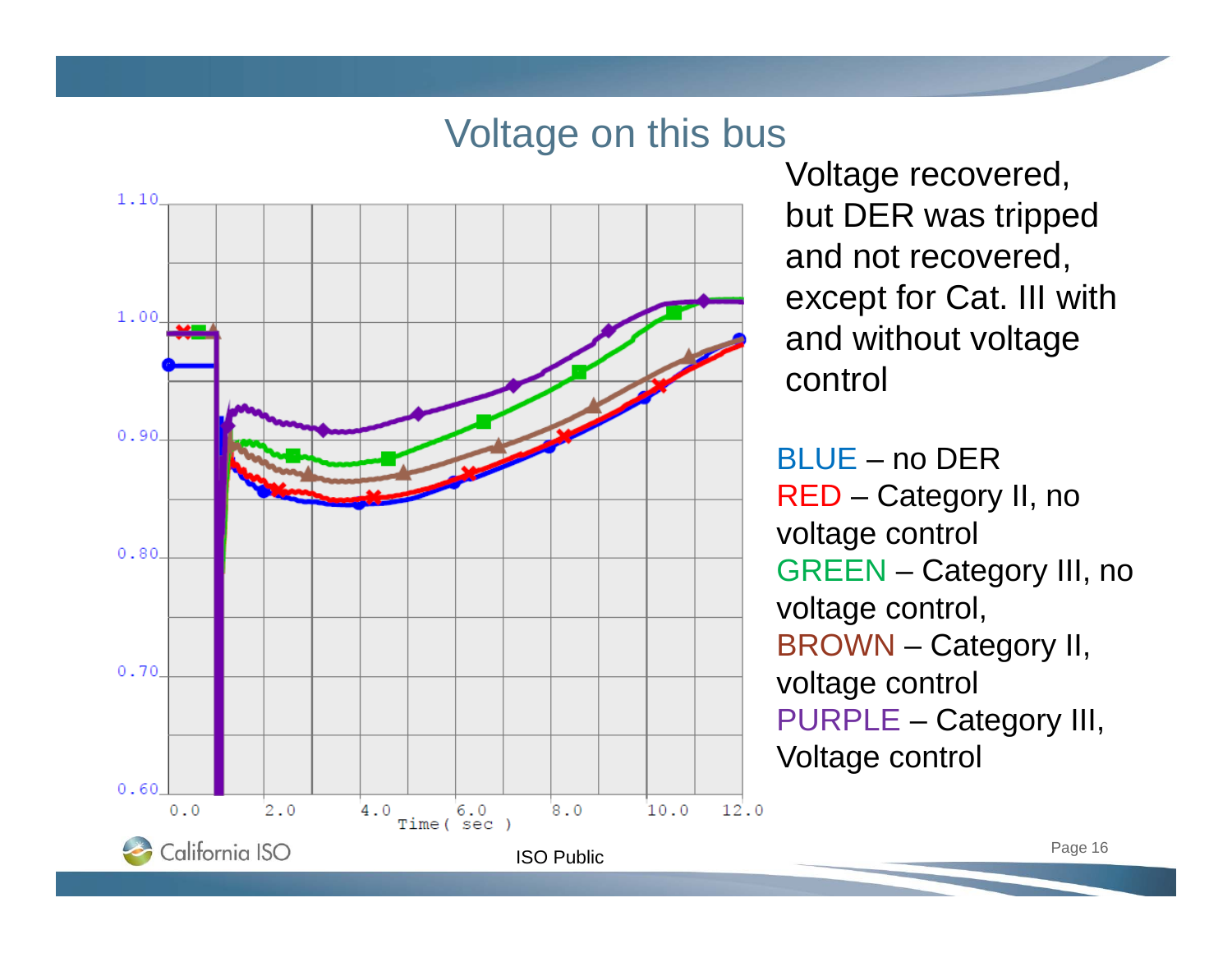# Voltage on this bus

Voltage recovered, but DER was tripped and not recovered, except for Cat. III with and without voltage control

BLUE – no DER
RED – Category II, no voltage control
GREEN – Category III, no voltage control,
BROWN – Category II, voltage control
PURPLE – Category III, Voltage control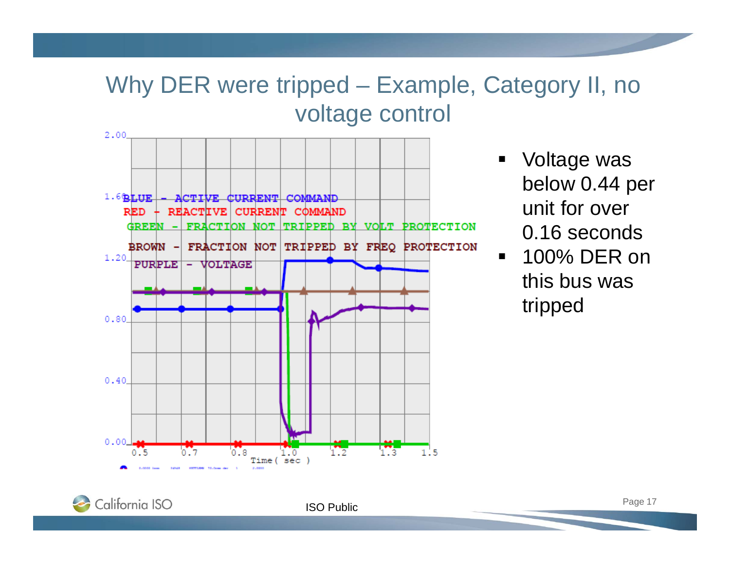# Why DER were tripped – Example, Category II, no voltage control

- Voltage was below 0.44 per unit for over 0.16 seconds
- 100% DER on this bus was tripped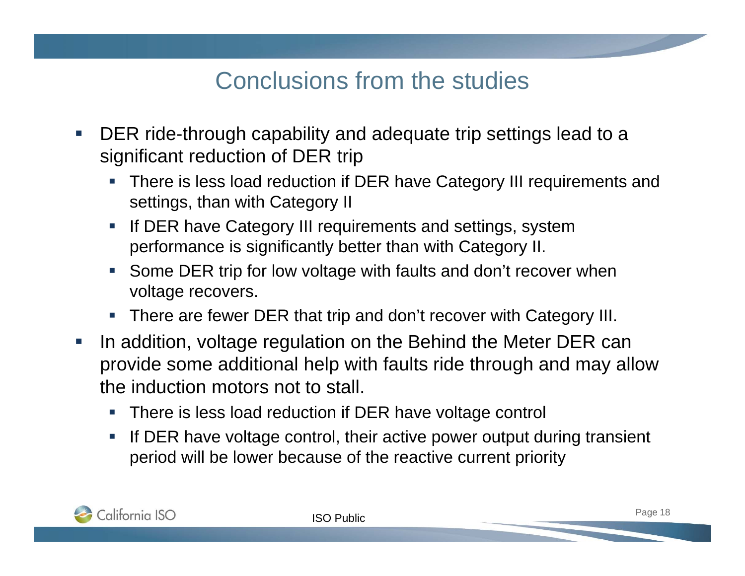# Conclusions from the studies

- DER ride-through capability and adequate trip settings lead to a significant reduction of DER trip
  - There is less load reduction if DER have Category III requirements and settings, than with Category II
  - If DER have Category III requirements and settings, system performance is significantly better than with Category II.
  - Some DER trip for low voltage with faults and don't recover when voltage recovers.
  - There are fewer DER that trip and don't recover with Category III.
- In addition, voltage regulation on the Behind the Meter DER can provide some additional help with faults ride through and may allow the induction motors not to stall.
  - There is less load reduction if DER have voltage control
  - If DER have voltage control, their active power output during transient period will be lower because of the reactive current priority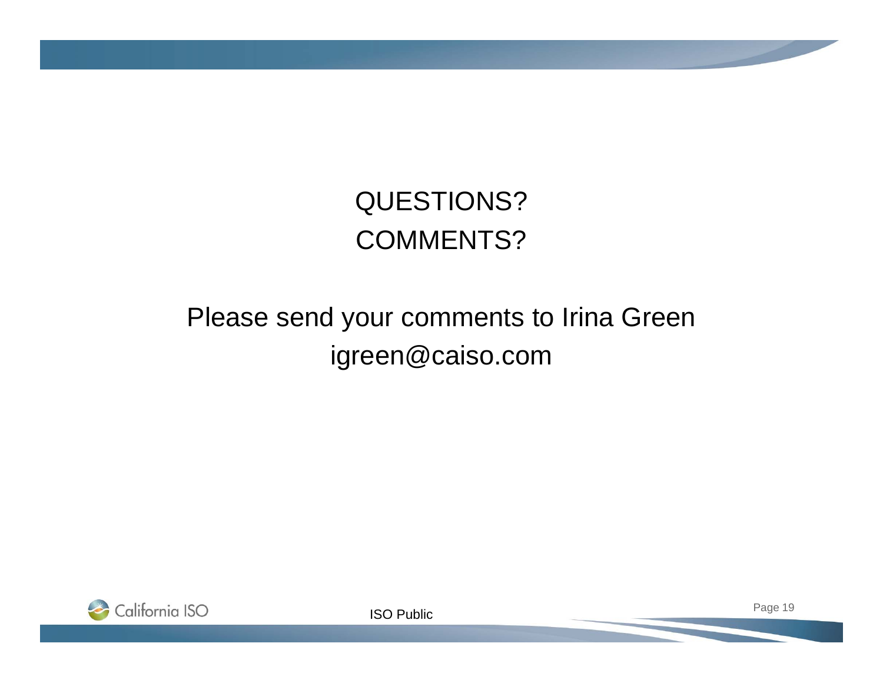QUESTIONS?

COMMENTS?

Please send your comments to Irina Green

igreen@caiso.com